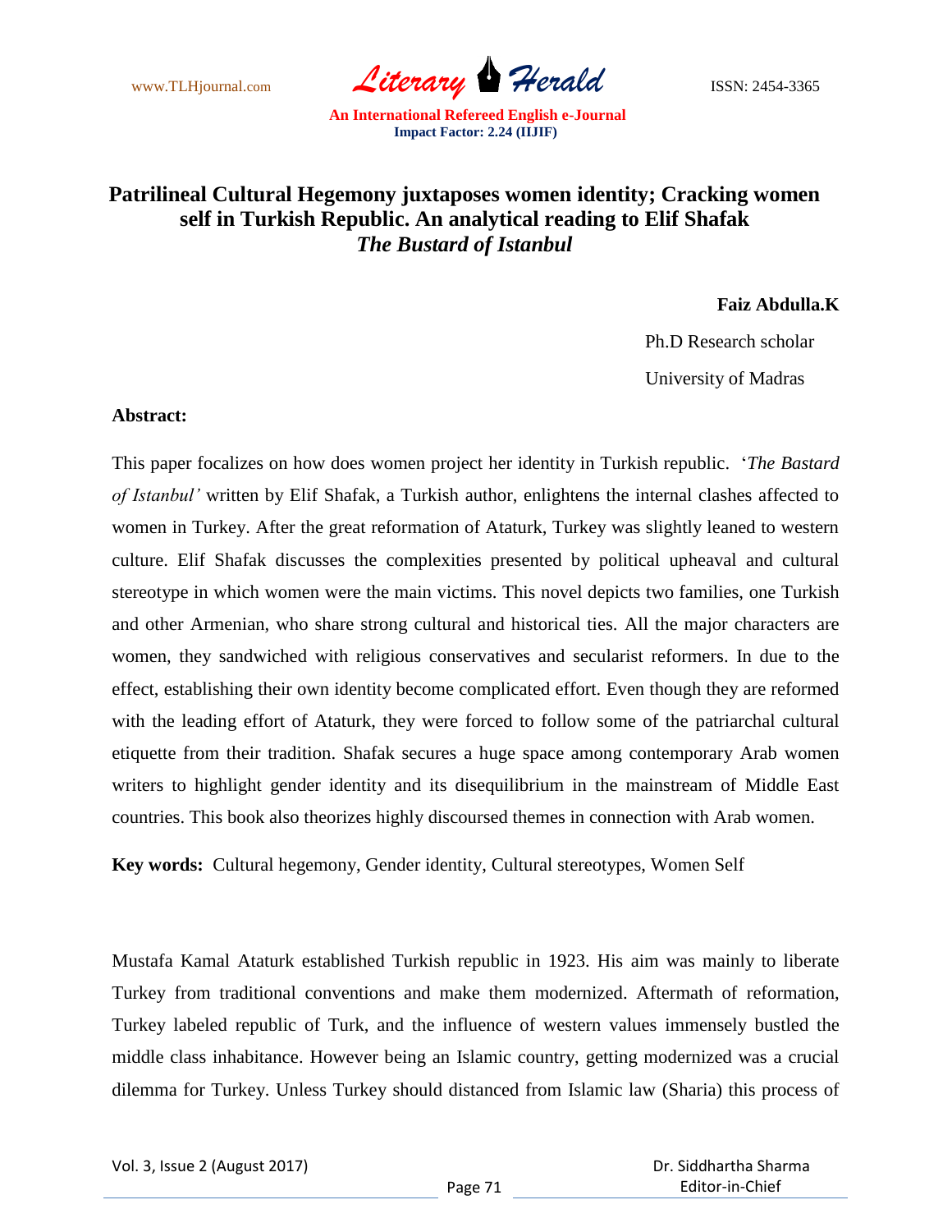# Patrilineal Cultural Hegemony juxtaposes women identity; Cracking women self in Turkish Republic. An analytical reading to Elif Shafak *The Bustard of Istanbul*

**Faiz Abdulla.K**

Ph.D Research scholar

University of Madras

**Abstract:**

This paper focalizes on how does women project her identity in Turkish republic. '*The Bastard of Istanbul'* written by Elif Shafak, a Turkish author, enlightens the internal clashes affected to women in Turkey. After the great reformation of Ataturk, Turkey was slightly leaned to western culture. Elif Shafak discusses the complexities presented by political upheaval and cultural stereotype in which women were the main victims. This novel depicts two families, one Turkish and other Armenian, who share strong cultural and historical ties. All the major characters are women, they sandwiched with religious conservatives and secularist reformers. In due to the effect, establishing their own identity become complicated effort. Even though they are reformed with the leading effort of Ataturk, they were forced to follow some of the patriarchal cultural etiquette from their tradition. Shafak secures a huge space among contemporary Arab women writers to highlight gender identity and its disequilibrium in the mainstream of Middle East countries. This book also theorizes highly discoursed themes in connection with Arab women.

**Key words:** Cultural hegemony, Gender identity, Cultural stereotypes, Women Self

Mustafa Kamal Ataturk established Turkish republic in 1923. His aim was mainly to liberate Turkey from traditional conventions and make them modernized. Aftermath of reformation, Turkey labeled republic of Turk, and the influence of western values immensely bustled the middle class inhabitance. However being an Islamic country, getting modernized was a crucial dilemma for Turkey. Unless Turkey should distanced from Islamic law (Sharia) this process of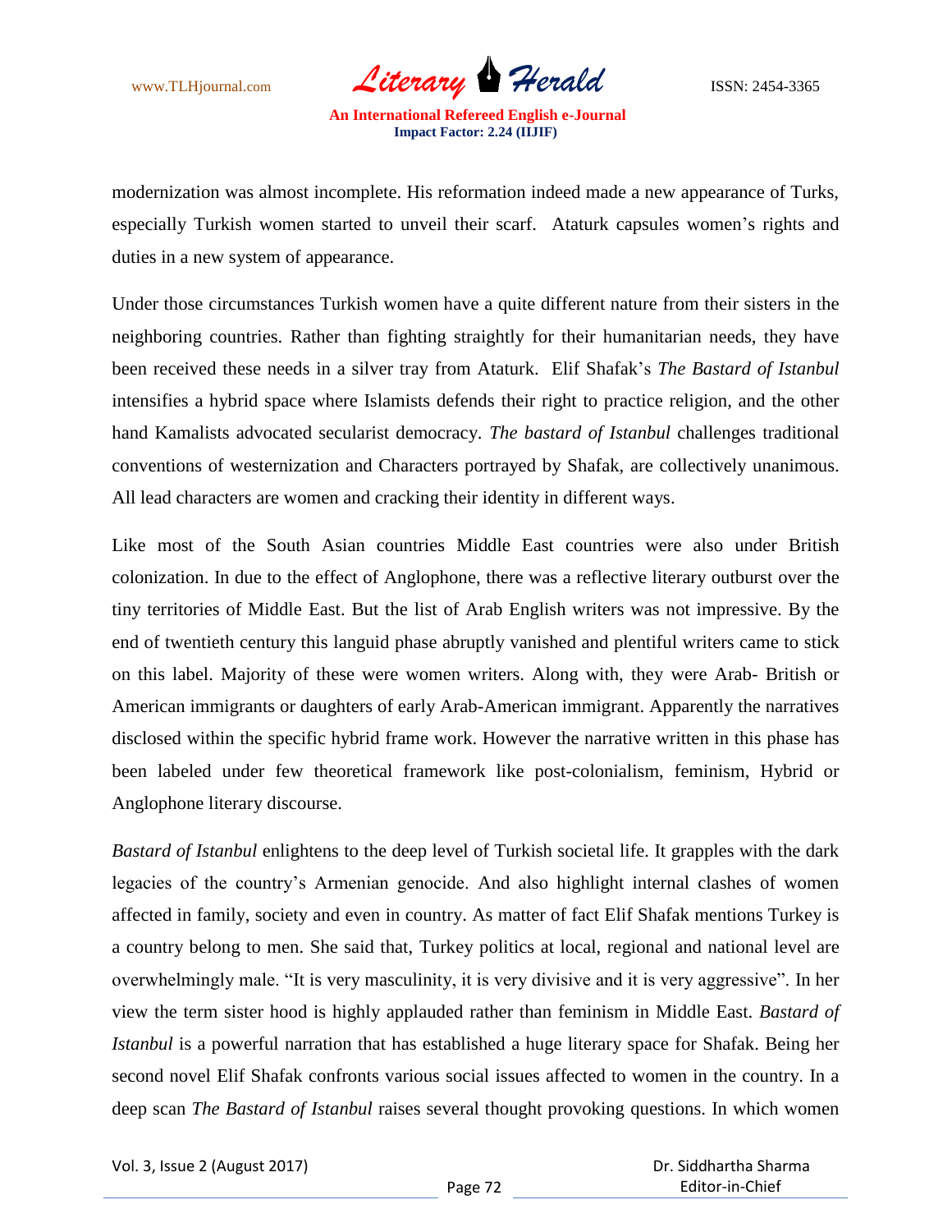modernization was almost incomplete. His reformation indeed made a new appearance of Turks, especially Turkish women started to unveil their scarf. Ataturk capsules women's rights and duties in a new system of appearance.

Under those circumstances Turkish women have a quite different nature from their sisters in the neighboring countries. Rather than fighting straightly for their humanitarian needs, they have been received these needs in a silver tray from Ataturk. Elif Shafak's *The Bastard of Istanbul* intensifies a hybrid space where Islamists defends their right to practice religion, and the other hand Kamalists advocated secularist democracy. *The bastard of Istanbul* challenges traditional conventions of westernization and Characters portrayed by Shafak, are collectively unanimous. All lead characters are women and cracking their identity in different ways.

Like most of the South Asian countries Middle East countries were also under British colonization. In due to the effect of Anglophone, there was a reflective literary outburst over the tiny territories of Middle East. But the list of Arab English writers was not impressive. By the end of twentieth century this languid phase abruptly vanished and plentiful writers came to stick on this label. Majority of these were women writers. Along with, they were Arab- British or American immigrants or daughters of early Arab-American immigrant. Apparently the narratives disclosed within the specific hybrid frame work. However the narrative written in this phase has been labeled under few theoretical framework like post-colonialism, feminism, Hybrid or Anglophone literary discourse.

*Bastard of Istanbul* enlightens to the deep level of Turkish societal life. It grapples with the dark legacies of the country's Armenian genocide. And also highlight internal clashes of women affected in family, society and even in country. As matter of fact Elif Shafak mentions Turkey is a country belong to men. She said that, Turkey politics at local, regional and national level are overwhelmingly male. "It is very masculinity, it is very divisive and it is very aggressive". In her view the term sister hood is highly applauded rather than feminism in Middle East. *Bastard of Istanbul* is a powerful narration that has established a huge literary space for Shafak. Being her second novel Elif Shafak confronts various social issues affected to women in the country. In a deep scan *The Bastard of Istanbul* raises several thought provoking questions. In which women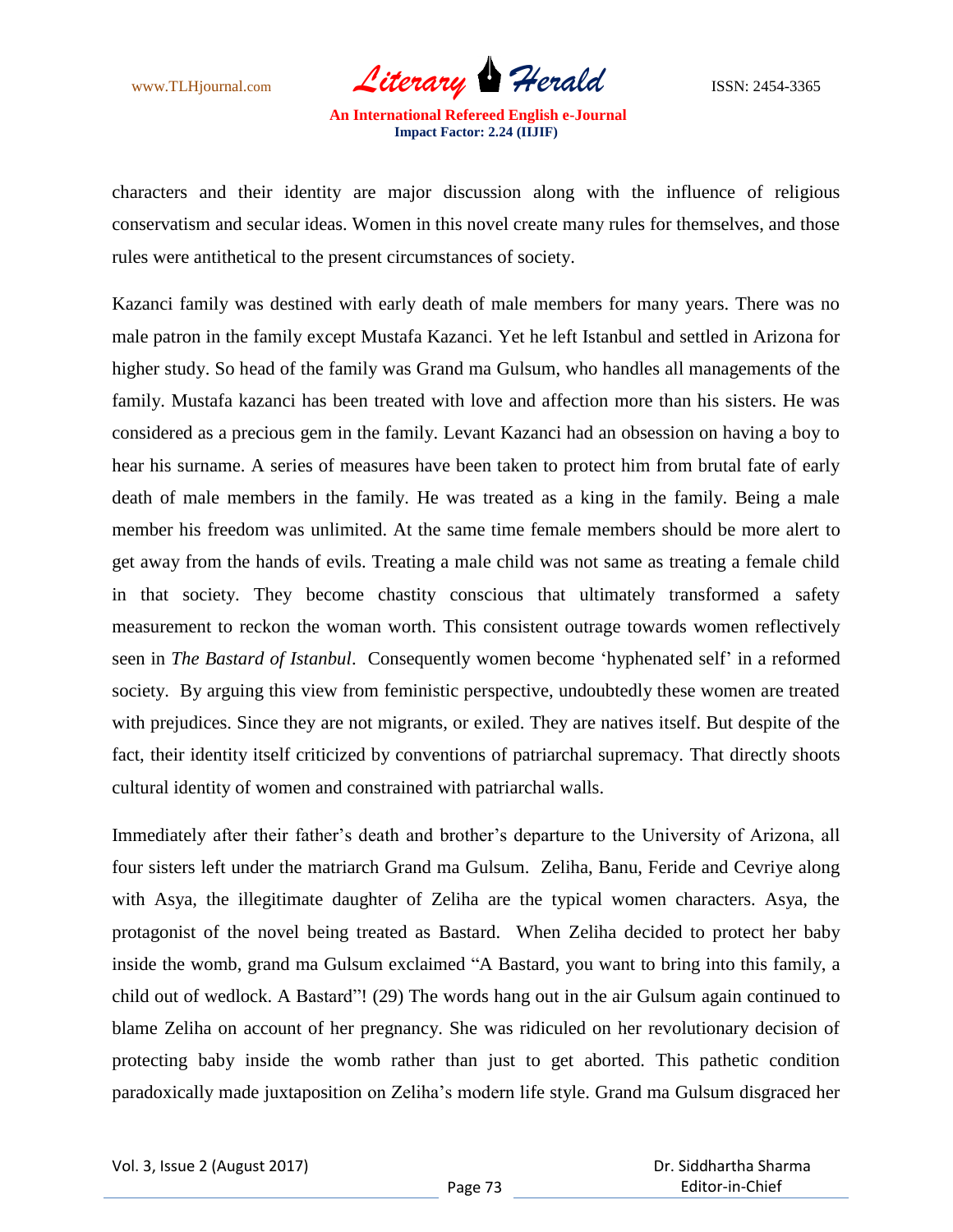characters and their identity are major discussion along with the influence of religious conservatism and secular ideas. Women in this novel create many rules for themselves, and those rules were antithetical to the present circumstances of society.

Kazanci family was destined with early death of male members for many years. There was no male patron in the family except Mustafa Kazanci. Yet he left Istanbul and settled in Arizona for higher study. So head of the family was Grand ma Gulsum, who handles all managements of the family. Mustafa kazanci has been treated with love and affection more than his sisters. He was considered as a precious gem in the family. Levant Kazanci had an obsession on having a boy to hear his surname. A series of measures have been taken to protect him from brutal fate of early death of male members in the family. He was treated as a king in the family. Being a male member his freedom was unlimited. At the same time female members should be more alert to get away from the hands of evils. Treating a male child was not same as treating a female child in that society. They become chastity conscious that ultimately transformed a safety measurement to reckon the woman worth. This consistent outrage towards women reflectively seen in *The Bastard of Istanbul*. Consequently women become 'hyphenated self' in a reformed society. By arguing this view from feministic perspective, undoubtedly these women are treated with prejudices. Since they are not migrants, or exiled. They are natives itself. But despite of the fact, their identity itself criticized by conventions of patriarchal supremacy. That directly shoots cultural identity of women and constrained with patriarchal walls.

Immediately after their father's death and brother's departure to the University of Arizona, all four sisters left under the matriarch Grand ma Gulsum. Zeliha, Banu, Feride and Cevriye along with Asya, the illegitimate daughter of Zeliha are the typical women characters. Asya, the protagonist of the novel being treated as Bastard. When Zeliha decided to protect her baby inside the womb, grand ma Gulsum exclaimed "A Bastard, you want to bring into this family, a child out of wedlock. A Bastard"! (29) The words hang out in the air Gulsum again continued to blame Zeliha on account of her pregnancy. She was ridiculed on her revolutionary decision of protecting baby inside the womb rather than just to get aborted. This pathetic condition paradoxically made juxtaposition on Zeliha's modern life style. Grand ma Gulsum disgraced her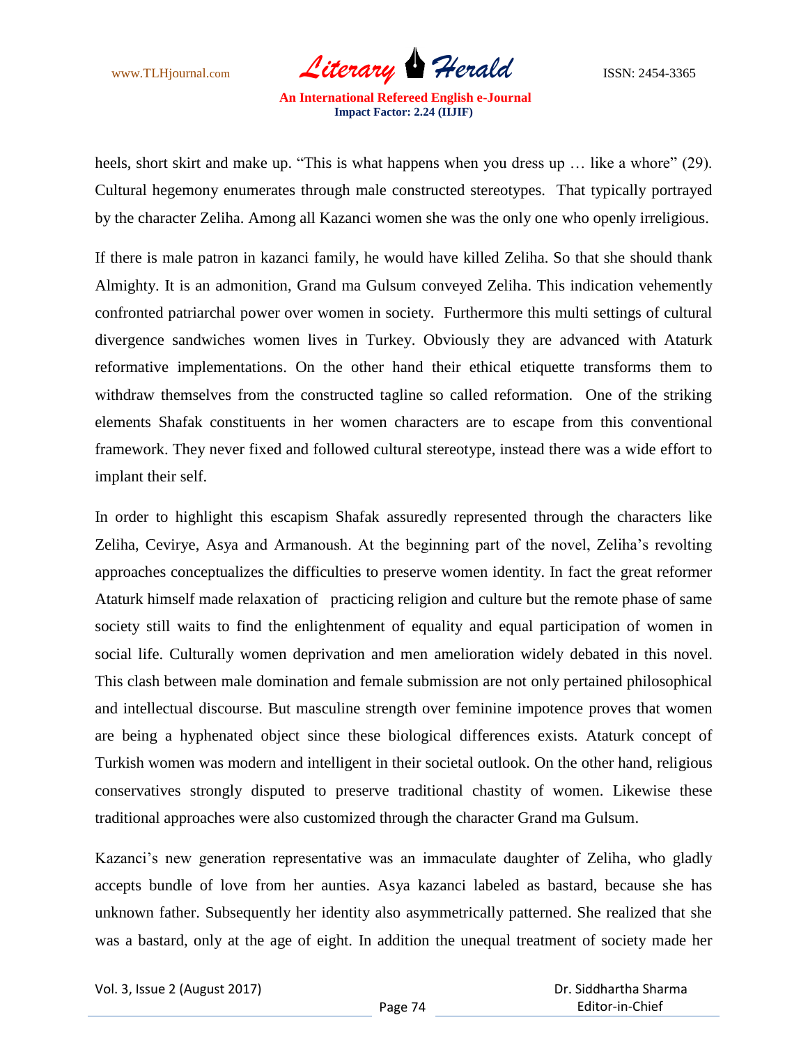heels, short skirt and make up. “This is what happens when you dress up … like a whore” (29). Cultural hegemony enumerates through male constructed stereotypes. That typically portrayed by the character Zeliha. Among all Kazanci women she was the only one who openly irreligious.

If there is male patron in kazanci family, he would have killed Zeliha. So that she should thank Almighty. It is an admonition, Grand ma Gulsum conveyed Zeliha. This indication vehemently confronted patriarchal power over women in society. Furthermore this multi settings of cultural divergence sandwiches women lives in Turkey. Obviously they are advanced with Ataturk reformative implementations. On the other hand their ethical etiquette transforms them to withdraw themselves from the constructed tagline so called reformation. One of the striking elements Shafak constituents in her women characters are to escape from this conventional framework. They never fixed and followed cultural stereotype, instead there was a wide effort to implant their self.

In order to highlight this escapism Shafak assuredly represented through the characters like Zeliha, Ceviriye, Asya and Armanoush. At the beginning part of the novel, Zeliha’s revolting approaches conceptualizes the difficulties to preserve women identity. In fact the great reformer Ataturk himself made relaxation of practicing religion and culture but the remote phase of same society still waits to find the enlightenment of equality and equal participation of women in social life. Culturally women deprivation and men amelioration widely debated in this novel. This clash between male domination and female submission are not only pertained philosophical and intellectual discourse. But masculine strength over feminine impotence proves that women are being a hyphenated object since these biological differences exists. Ataturk concept of Turkish women was modern and intelligent in their societal outlook. On the other hand, religious conservatives strongly disputed to preserve traditional chastity of women. Likewise these traditional approaches were also customized through the character Grand ma Gulsum.

Kazanci’s new generation representative was an immaculate daughter of Zeliha, who gladly accepts bundle of love from her aunties. Asya kazanci labeled as bastard, because she has unknown father. Subsequently her identity also asymmetrically patterned. She realized that she was a bastard, only at the age of eight. In addition the unequal treatment of society made her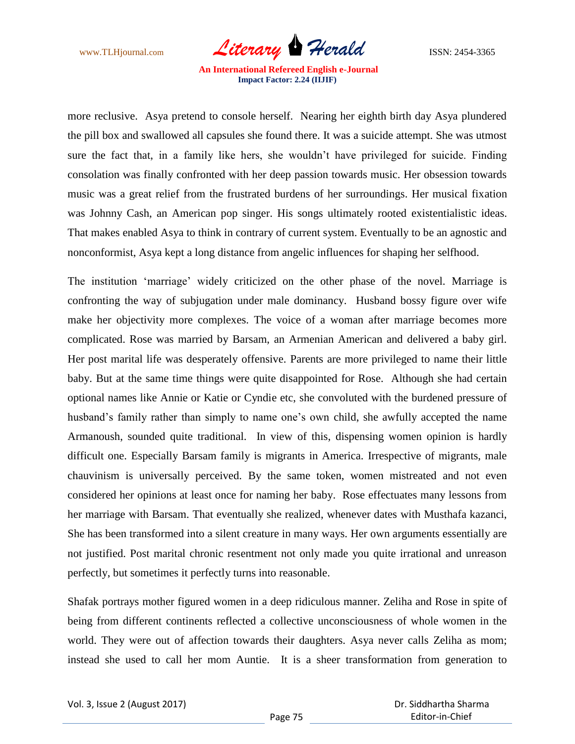more reclusive. Asya pretend to console herself. Nearing her eighth birth day Asya plundered the pill box and swallowed all capsules she found there. It was a suicide attempt. She was utmost sure the fact that, in a family like hers, she wouldn't have privileged for suicide. Finding consolation was finally confronted with her deep passion towards music. Her obsession towards music was a great relief from the frustrated burdens of her surroundings. Her musical fixation was Johnny Cash, an American pop singer. His songs ultimately rooted existentialistic ideas. That makes enabled Asya to think in contrary of current system. Eventually to be an agnostic and nonconformist, Asya kept a long distance from angelic influences for shaping her selfhood.

The institution 'marriage' widely criticized on the other phase of the novel. Marriage is confronting the way of subjugation under male dominancy. Husband bossy figure over wife make her objectivity more complexes. The voice of a woman after marriage becomes more complicated. Rose was married by Barsam, an Armenian American and delivered a baby girl. Her post marital life was desperately offensive. Parents are more privileged to name their little baby. But at the same time things were quite disappointed for Rose. Although she had certain optional names like Annie or Katie or Cyndie etc, she convoluted with the burdened pressure of husband's family rather than simply to name one's own child, she awfully accepted the name Armanoush, sounded quite traditional. In view of this, dispensing women opinion is hardly difficult one. Especially Barsam family is migrants in America. Irrespective of migrants, male chauvinism is universally perceived. By the same token, women mistreated and not even considered her opinions at least once for naming her baby. Rose effectuates many lessons from her marriage with Barsam. That eventually she realized, whenever dates with Musthafa kazanci, She has been transformed into a silent creature in many ways. Her own arguments essentially are not justified. Post marital chronic resentment not only made you quite irrational and unreason perfectly, but sometimes it perfectly turns into reasonable.

Shafak portrays mother figured women in a deep ridiculous manner. Zeliha and Rose in spite of being from different continents reflected a collective unconsciousness of whole women in the world. They were out of affection towards their daughters. Asya never calls Zeliha as mom; instead she used to call her mom Auntie. It is a sheer transformation from generation to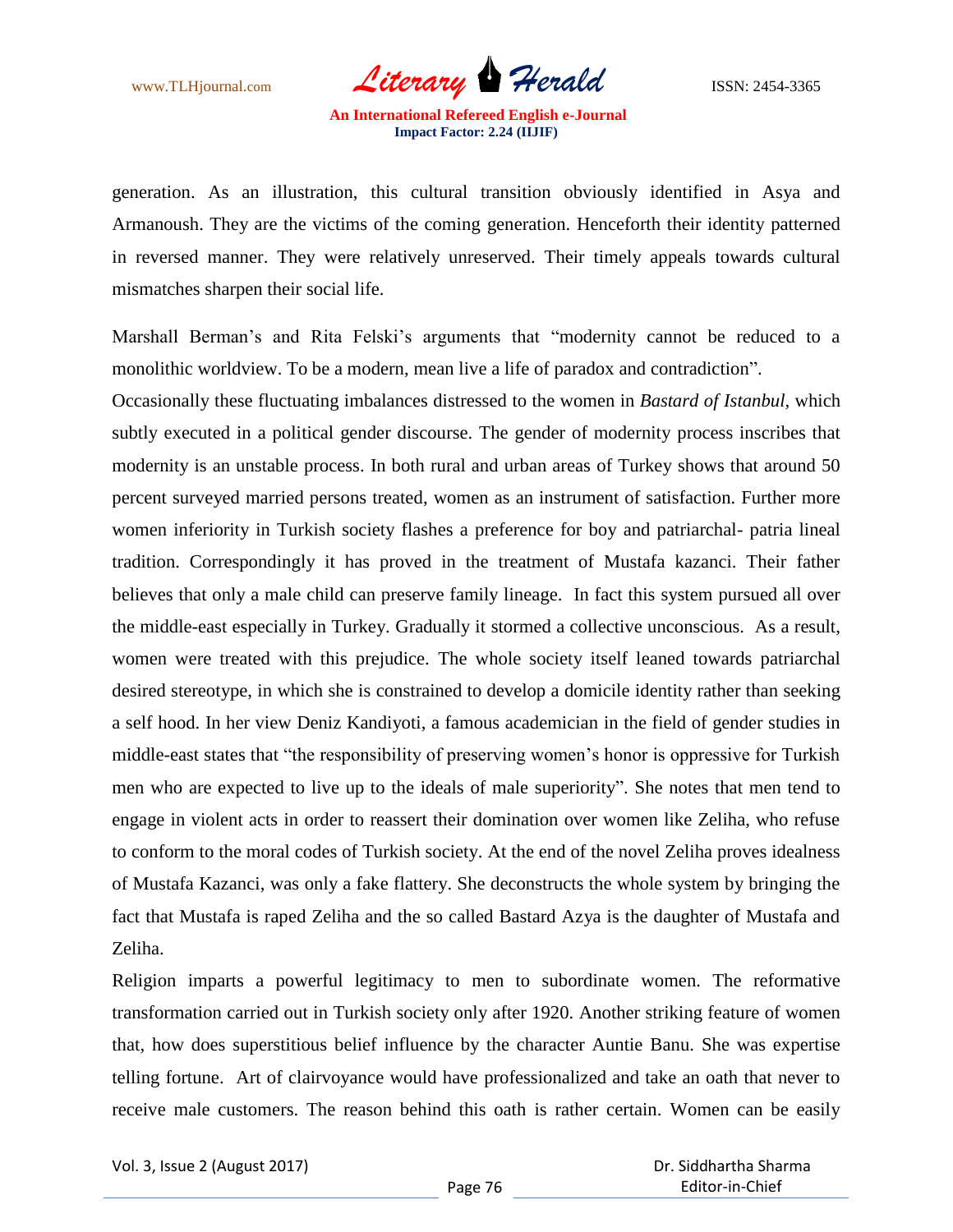generation. As an illustration, this cultural transition obviously identified in Asya and Armanoush. They are the victims of the coming generation. Henceforth their identity patterned in reversed manner. They were relatively unreserved. Their timely appeals towards cultural mismatches sharpen their social life.

Marshall Berman's and Rita Felski's arguments that "modernity cannot be reduced to a monolithic worldview. To be a modern, mean live a life of paradox and contradiction".

Occasionally these fluctuating imbalances distressed to the women in *Bastard of Istanbul*, which subtly executed in a political gender discourse. The gender of modernity process inscribes that modernity is an unstable process. In both rural and urban areas of Turkey shows that around 50 percent surveyed married persons treated, women as an instrument of satisfaction. Further more women inferiority in Turkish society flashes a preference for boy and patriarchal- patria lineal tradition. Correspondingly it has proved in the treatment of Mustafa kazanci. Their father believes that only a male child can preserve family lineage. In fact this system pursued all over the middle-east especially in Turkey. Gradually it stormed a collective unconscious. As a result, women were treated with this prejudice. The whole society itself leaned towards patriarchal desired stereotype, in which she is constrained to develop a domicile identity rather than seeking a self hood. In her view Deniz Kandiyoti, a famous academician in the field of gender studies in middle-east states that "the responsibility of preserving women's honor is oppressive for Turkish men who are expected to live up to the ideals of male superiority". She notes that men tend to engage in violent acts in order to reassert their domination over women like Zeliha, who refuse to conform to the moral codes of Turkish society. At the end of the novel Zeliha proves idealness of Mustafa Kazanci, was only a fake flattery. She deconstructs the whole system by bringing the fact that Mustafa is raped Zeliha and the so called Bastard Azya is the daughter of Mustafa and Zeliha.

Religion imparts a powerful legitimacy to men to subordinate women. The reformative transformation carried out in Turkish society only after 1920. Another striking feature of women that, how does superstitious belief influence by the character Auntie Banu. She was expertise telling fortune. Art of clairvoyance would have professionalized and take an oath that never to receive male customers. The reason behind this oath is rather certain. Women can be easily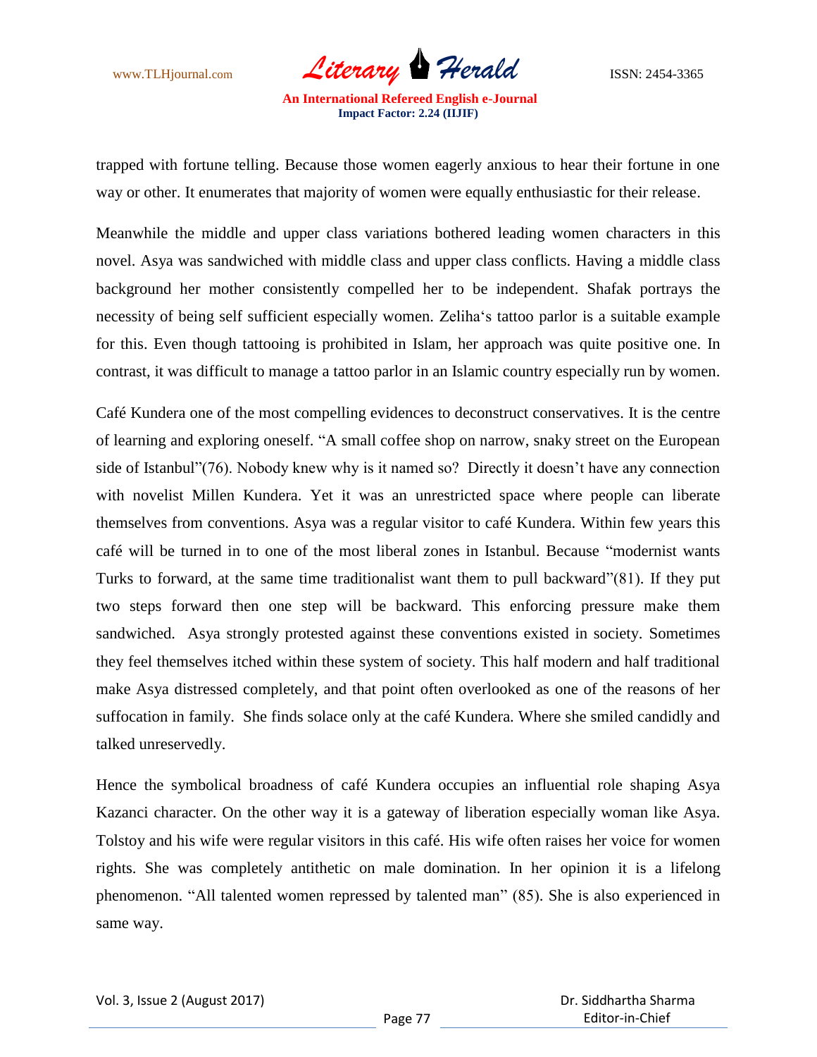trapped with fortune telling. Because those women eagerly anxious to hear their fortune in one way or other. It enumerates that majority of women were equally enthusiastic for their release.

Meanwhile the middle and upper class variations bothered leading women characters in this novel. Asya was sandwiched with middle class and upper class conflicts. Having a middle class background her mother consistently compelled her to be independent. Shafak portrays the necessity of being self sufficient especially women. Zeliha's tattoo parlor is a suitable example for this. Even though tattooing is prohibited in Islam, her approach was quite positive one. In contrast, it was difficult to manage a tattoo parlor in an Islamic country especially run by women.

Café Kundera one of the most compelling evidences to deconstruct conservatives. It is the centre of learning and exploring oneself. "A small coffee shop on narrow, snaky street on the European side of Istanbul"(76). Nobody knew why is it named so? Directly it doesn't have any connection with novelist Millen Kundera. Yet it was an unrestricted space where people can liberate themselves from conventions. Asya was a regular visitor to café Kundera. Within few years this café will be turned in to one of the most liberal zones in Istanbul. Because "modernist wants Turks to forward, at the same time traditionalist want them to pull backward"(81). If they put two steps forward then one step will be backward. This enforcing pressure make them sandwiched. Asya strongly protested against these conventions existed in society. Sometimes they feel themselves itched within these system of society. This half modern and half traditional make Asya distressed completely, and that point often overlooked as one of the reasons of her suffocation in family. She finds solace only at the café Kundera. Where she smiled candidly and talked unreservedly.

Hence the symbolical broadness of café Kundera occupies an influential role shaping Asya Kazanci character. On the other way it is a gateway of liberation especially woman like Asya. Tolstoy and his wife were regular visitors in this café. His wife often raises her voice for women rights. She was completely antithetic on male domination. In her opinion it is a lifelong phenomenon. "All talented women repressed by talented man" (85). She is also experienced in same way.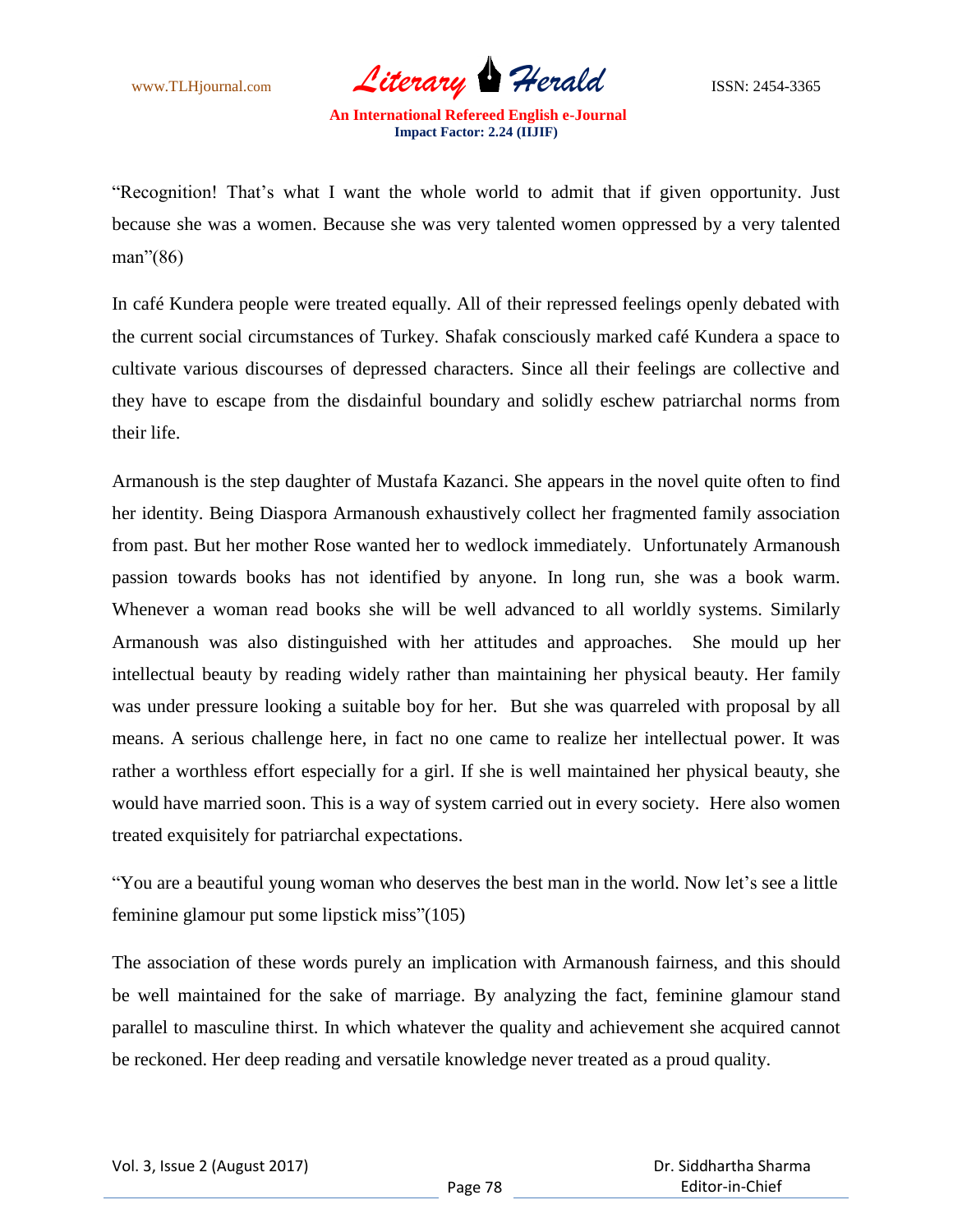"Recognition! That's what I want the whole world to admit that if given opportunity. Just because she was a women. Because she was very talented women oppressed by a very talented man"(86)

In café Kundera people were treated equally. All of their repressed feelings openly debated with the current social circumstances of Turkey. Shafak consciously marked café Kundera a space to cultivate various discourses of depressed characters. Since all their feelings are collective and they have to escape from the disdainful boundary and solidly eschew patriarchal norms from their life.

Armanoush is the step daughter of Mustafa Kazanci. She appears in the novel quite often to find her identity. Being Diaspora Armanoush exhaustively collect her fragmented family association from past. But her mother Rose wanted her to wedlock immediately. Unfortunately Armanoush passion towards books has not identified by anyone. In long run, she was a book warm. Whenever a woman read books she will be well advanced to all worldly systems. Similarly Armanoush was also distinguished with her attitudes and approaches. She mould up her intellectual beauty by reading widely rather than maintaining her physical beauty. Her family was under pressure looking a suitable boy for her. But she was quarreled with proposal by all means. A serious challenge here, in fact no one came to realize her intellectual power. It was rather a worthless effort especially for a girl. If she is well maintained her physical beauty, she would have married soon. This is a way of system carried out in every society. Here also women treated exquisitely for patriarchal expectations.

"You are a beautiful young woman who deserves the best man in the world. Now let's see a little feminine glamour put some lipstick miss"(105)

The association of these words purely an implication with Armanoush fairness, and this should be well maintained for the sake of marriage. By analyzing the fact, feminine glamour stand parallel to masculine thirst. In which whatever the quality and achievement she acquired cannot be reckoned. Her deep reading and versatile knowledge never treated as a proud quality.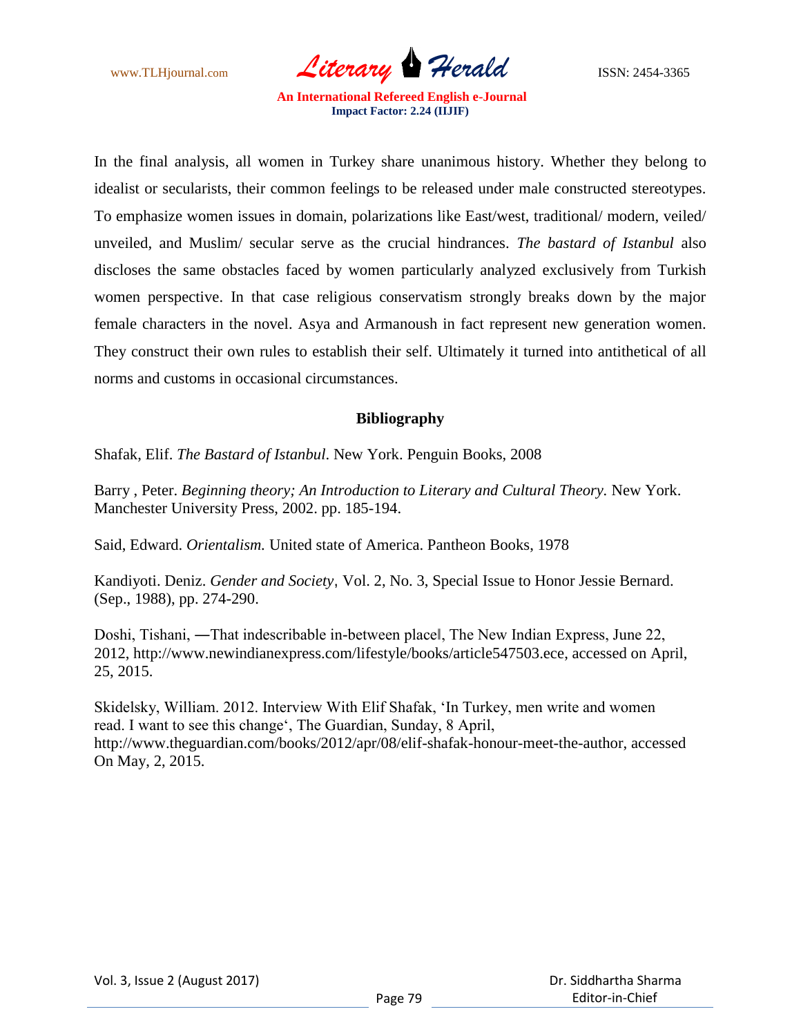In the final analysis, all women in Turkey share unanimous history. Whether they belong to idealist or secularists, their common feelings to be released under male constructed stereotypes. To emphasize women issues in domain, polarizations like East/west, traditional/ modern, veiled/ unveiled, and Muslim/ secular serve as the crucial hindrances. *The bastard of Istanbul* also discloses the same obstacles faced by women particularly analyzed exclusively from Turkish women perspective. In that case religious conservatism strongly breaks down by the major female characters in the novel. Asya and Armanoush in fact represent new generation women. They construct their own rules to establish their self. Ultimately it turned into antithetical of all norms and customs in occasional circumstances.

## Bibliography

Shafak, Elif. *The Bastard of Istanbul*. New York. Penguin Books, 2008

Barry , Peter. *Beginning theory; An Introduction to Literary and Cultural Theory.* New York. Manchester University Press, 2002. pp. 185-194.

Said, Edward. *Orientalism.* United state of America. Pantheon Books, 1978

Kandiyoti. Deniz. *Gender and Society*, Vol. 2, No. 3, Special Issue to Honor Jessie Bernard. (Sep., 1988), pp. 274-290.

Doshi, Tishani, ―That indescribable in-between place‖, The New Indian Express, June 22, 2012, http://www.newindianexpress.com/lifestyle/books/article547503.ece, accessed on April, 25, 2015.

Skidelsky, William. 2012. Interview With Elif Shafak, 'In Turkey, men write and women read. I want to see this change', The Guardian, Sunday, 8 April, http://www.theguardian.com/books/2012/apr/08/elif-shafak-honour-meet-the-author, accessed On May, 2, 2015.